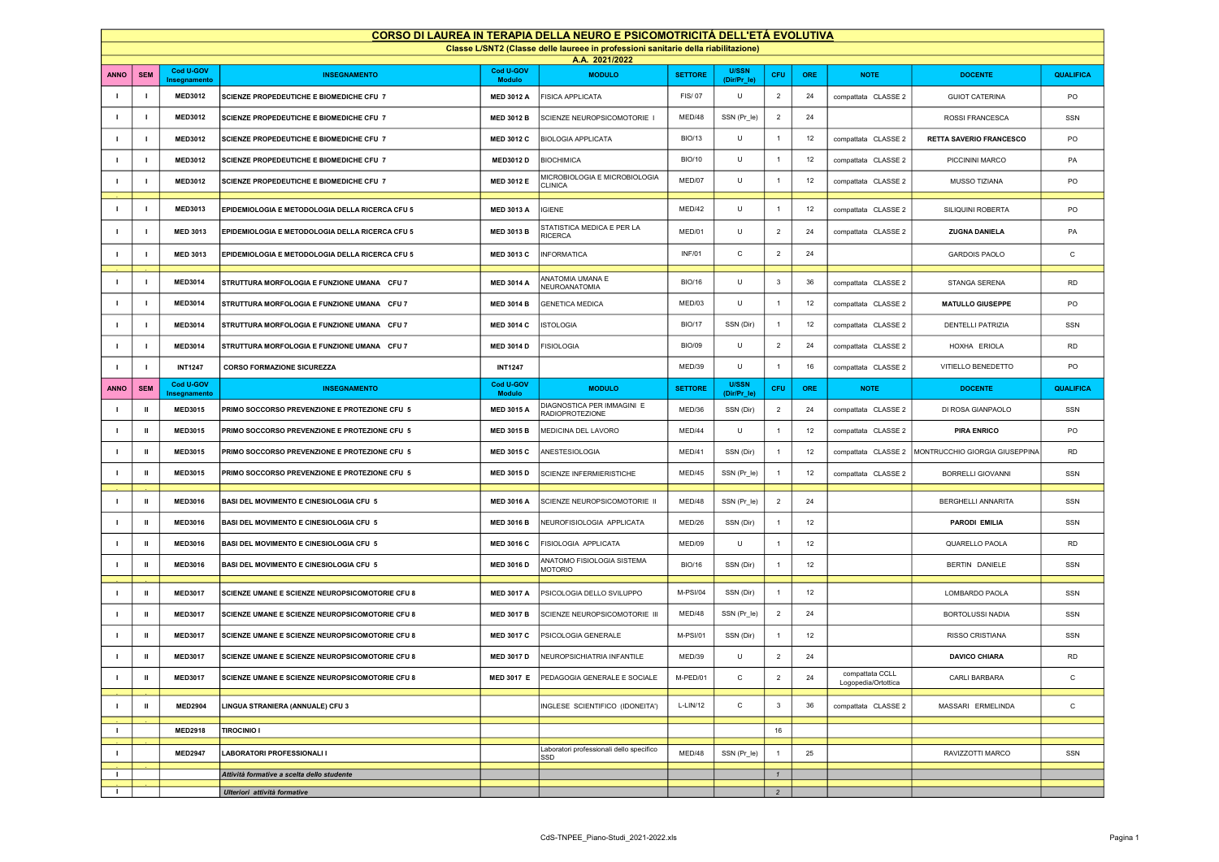# CORSO DI LAUREA IN TERAPIA DELLA NEURO E PSICOMOTRICITÀ DELL'ETÀ EVOLUTIVA

**Classe L/SNT2 (Classe delle lauree in professioni sanitarie della riabilitazione)**

**A.A. 2021/2022**

| ANNO | SEM | Cod U-GOV Insegnamento | INSEGNAMENTO | Cod U-GOV Modulo | MODULO | SETTORE | U/SSN (Dir/Pr_le) | CFU | ORE | NOTE | DOCENTE | QUALIFICA |
|---|---|---|---|---|---|---|---|---|---|---|---|---|
| I | I | MED3012 | SCIENZE PROPEDEUTICHE E BIOMEDICHE CFU 7 | MED 3012 A | FISICA APPLICATA | FIS/ 07 | U | 2 | 24 | compattata CLASSE 2 | GUIOT CATERINA | PO |
| I | I | MED3012 | SCIENZE PROPEDEUTICHE E BIOMEDICHE CFU 7 | MED 3012 B | SCIENZE NEUROPSICOMOTORIE I | MED/48 | SSN (Pr_le) | 2 | 24 | | ROSSI FRANCESCA | SSN |
| I | I | MED3012 | SCIENZE PROPEDEUTICHE E BIOMEDICHE CFU 7 | MED 3012 C | BIOLOGIA APPLICATA | BIO/13 | U | 1 | 12 | compattata CLASSE 2 | **RETTA SAVERIO FRANCESCO** | PO |
| I | I | MED3012 | SCIENZE PROPEDEUTICHE E BIOMEDICHE CFU 7 | MED3012 D | BIOCHIMICA | BIO/10 | U | 1 | 12 | compattata CLASSE 2 | PICCININI MARCO | PA |
| I | I | MED3012 | SCIENZE PROPEDEUTICHE E BIOMEDICHE CFU 7 | MED 3012 E | MICROBIOLOGIA E MICROBIOLOGIA CLINICA | MED/07 | U | 1 | 12 | compattata CLASSE 2 | MUSSO TIZIANA | PO |
| I | I | MED3013 | EPIDEMIOLOGIA E METODOLOGIA DELLA RICERCA CFU 5 | MED 3013 A | IGIENE | MED/42 | U | 1 | 12 | compattata CLASSE 2 | SILIQUINI ROBERTA | PO |
| I | I | MED 3013 | EPIDEMIOLOGIA E METODOLOGIA DELLA RICERCA CFU 5 | MED 3013 B | STATISTICA MEDICA E PER LA RICERCA | MED/01 | U | 2 | 24 | compattata CLASSE 2 | **ZUGNA DANIELA** | PA |
| I | I | MED 3013 | EPIDEMIOLOGIA E METODOLOGIA DELLA RICERCA CFU 5 | MED 3013 C | INFORMATICA | INF/01 | C | 2 | 24 | | GARDOIS PAOLO | C |
| I | I | MED3014 | STRUTTURA MORFOLOGIA E FUNZIONE UMANA CFU 7 | MED 3014 A | ANATOMIA UMANA E NEUROANATOMIA | BIO/16 | U | 3 | 36 | compattata CLASSE 2 | STANGA SERENA | RD |
| I | I | MED3014 | STRUTTURA MORFOLOGIA E FUNZIONE UMANA CFU 7 | MED 3014 B | GENETICA MEDICA | MED/03 | U | 1 | 12 | compattata CLASSE 2 | **MATULLO GIUSEPPE** | PO |
| I | I | MED3014 | STRUTTURA MORFOLOGIA E FUNZIONE UMANA CFU 7 | MED 3014 C | ISTOLOGIA | BIO/17 | SSN (Dir) | 1 | 12 | compattata CLASSE 2 | DENTELLI PATRIZIA | SSN |
| I | I | MED3014 | STRUTTURA MORFOLOGIA E FUNZIONE UMANA CFU 7 | MED 3014 D | FISIOLOGIA | BIO/09 | U | 2 | 24 | compattata CLASSE 2 | HOXHA ERIOLA | RD |
| I | I | INT1247 | CORSO FORMAZIONE SICUREZZA | INT1247 | | MED/39 | U | 1 | 16 | compattata CLASSE 2 | VITIELLO BENEDETTO | PO |
| **ANNO** | **SEM** | **Cod U-GOV Insegnamento** | **INSEGNAMENTO** | **Cod U-GOV Modulo** | **MODULO** | **SETTORE** | **U/SSN (Dir/Pr_le)** | **CFU** | **ORE** | **NOTE** | **DOCENTE** | **QUALIFICA** |
| I | II | MED3015 | PRIMO SOCCORSO PREVENZIONE E PROTEZIONE CFU 5 | MED 3015 A | DIAGNOSTICA PER IMMAGINI E RADIOPROTEZIONE | MED/36 | SSN (Dir) | 2 | 24 | compattata CLASSE 2 | DI ROSA GIANPAOLO | SSN |
| I | II | MED3015 | PRIMO SOCCORSO PREVENZIONE E PROTEZIONE CFU 5 | MED 3015 B | MEDICINA DEL LAVORO | MED/44 | U | 1 | 12 | compattata CLASSE 2 | **PIRA ENRICO** | PO |
| I | II | MED3015 | PRIMO SOCCORSO PREVENZIONE E PROTEZIONE CFU 5 | MED 3015 C | ANESTESIOLOGIA | MED/41 | SSN (Dir) | 1 | 12 | compattata CLASSE 2 | MONTRUCCHIO GIORGIA GIUSEPPINA | RD |
| I | II | MED3015 | PRIMO SOCCORSO PREVENZIONE E PROTEZIONE CFU 5 | MED 3015 D | SCIENZE INFERMIERISTICHE | MED/45 | SSN (Pr_le) | 1 | 12 | compattata CLASSE 2 | BORRELLI GIOVANNI | SSN |
| I | II | MED3016 | BASI DEL MOVIMENTO E CINESIOLOGIA CFU 5 | MED 3016 A | SCIENZE NEUROPSICOMOTORIE II | MED/48 | SSN (Pr_le) | 2 | 24 | | BERGHELLI ANNARITA | SSN |
| I | II | MED3016 | BASI DEL MOVIMENTO E CINESIOLOGIA CFU 5 | MED 3016 B | NEUROFISIOLOGIA APPLICATA | MED/26 | SSN (Dir) | 1 | 12 | | **PARODI EMILIA** | SSN |
| I | II | MED3016 | BASI DEL MOVIMENTO E CINESIOLOGIA CFU 5 | MED 3016 C | FISIOLOGIA APPLICATA | MED/09 | U | 1 | 12 | | QUARELLO PAOLA | RD |
| I | II | MED3016 | BASI DEL MOVIMENTO E CINESIOLOGIA CFU 5 | MED 3016 D | ANATOMO FISIOLOGIA SISTEMA MOTORIO | BIO/16 | SSN (Dir) | 1 | 12 | | BERTIN DANIELE | SSN |
| I | II | MED3017 | SCIENZE UMANE E SCIENZE NEUROPSICOMOTORIE CFU 8 | MED 3017 A | PSICOLOGIA DELLO SVILUPPO | M-PSI/04 | SSN (Dir) | 1 | 12 | | LOMBARDO PAOLA | SSN |
| I | II | MED3017 | SCIENZE UMANE E SCIENZE NEUROPSICOMOTORIE CFU 8 | MED 3017 B | SCIENZE NEUROPSICOMOTORIE III | MED/48 | SSN (Pr_le) | 2 | 24 | | BORTOLUSSI NADIA | SSN |
| I | II | MED3017 | SCIENZE UMANE E SCIENZE NEUROPSICOMOTORIE CFU 8 | MED 3017 C | PSICOLOGIA GENERALE | M-PSI/01 | SSN (Dir) | 1 | 12 | | RISSO CRISTIANA | SSN |
| I | II | MED3017 | SCIENZE UMANE E SCIENZE NEUROPSICOMOTORIE CFU 8 | MED 3017 D | NEUROPSICHIATRIA INFANTILE | MED/39 | U | 2 | 24 | | **DAVICO CHIARA** | RD |
| I | II | MED3017 | SCIENZE UMANE E SCIENZE NEUROPSICOMOTORIE CFU 8 | MED 3017 E | PEDAGOGIA GENERALE E SOCIALE | M-PED/01 | C | 2 | 24 | compattata CCLL Logopedia/Ortottica | CARLI BARBARA | C |
| I | II | MED2904 | LINGUA STRANIERA (ANNUALE) CFU 3 | | INGLESE SCIENTIFICO (IDONEITA') | L-LIN/12 | C | 3 | 36 | compattata CLASSE 2 | MASSARI ERMELINDA | C |
| I | | MED2918 | TIROCINIO I | | | | | 16 | | | | |
| I | | MED2947 | LABORATORI PROFESSIONALI I | | Laboratori professionali dello specifico SSD | MED/48 | SSN (Pr_le) | 1 | 25 | | RAVIZZOTTI MARCO | SSN |
| I | | | *Attività formative a scelta dello studente* | | | | | *1* | | | | |
| I | | | *Ulteriori attività formative* | | | | | *2* | | | | |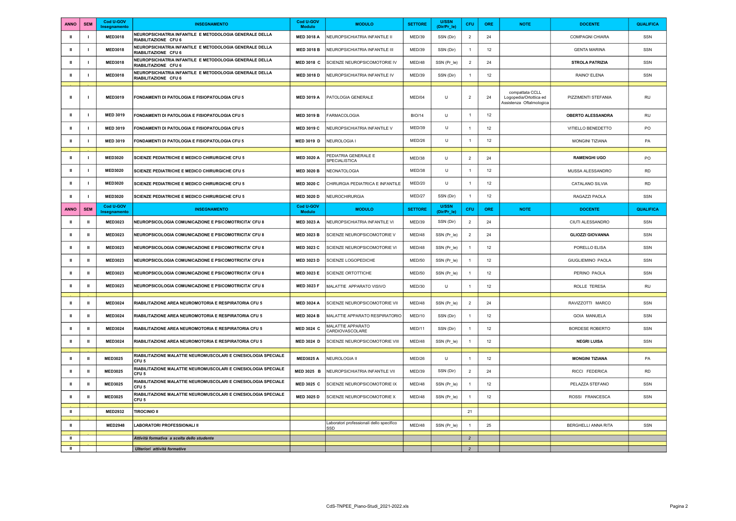| ANNO | SEM | Cod U-GOV Insegnamento | INSEGNAMENTO | Cod U-GOV Modulo | MODULO | SETTORE | U/SSN (Dir/Pr_le) | CFU | ORE | NOTE | DOCENTE | QUALIFICA |
|---|---|---|---|---|---|---|---|---|---|---|---|---|
| II | I | MED3018 | NEUROPSICHIATRIA INFANTILE E METODOLOGIA GENERALE DELLA RIABILITAZIONE CFU 6 | MED 3018 A | NEUROPSICHIATRIA INFANTILE II | MED/39 | SSN (Dir) | 2 | 24 | | COMPAGNI CHIARA | SSN |
| II | I | MED3018 | NEUROPSICHIATRIA INFANTILE E METODOLOGIA GENERALE DELLA RIABILITAZIONE CFU 6 | MED 3018 B | NEUROPSICHIATRIA INFANTILE III | MED/39 | SSN (Dir) | 1 | 12 | | GENTA MARINA | SSN |
| II | I | MED3018 | NEUROPSICHIATRIA INFANTILE E METODOLOGIA GENERALE DELLA RIABILITAZIONE CFU 6 | MED 3018 C | SCIENZE NEUROPSICOMOTORIE IV | MED/48 | SSN (Pr_le) | 2 | 24 | | **STROLA PATRIZIA** | SSN |
| II | I | MED3018 | NEUROPSICHIATRIA INFANTILE E METODOLOGIA GENERALE DELLA RIABILITAZIONE CFU 6 | MED 3018 D | NEUROPSICHIATRIA INFANTILE IV | MED/39 | SSN (Dir) | 1 | 12 | | RAINO' ELENA | SSN |
| II | I | MED3019 | FONDAMENTI DI PATOLOGIA E FISIOPATOLOGIA CFU 5 | MED 3019 A | PATOLOGIA GENERALE | MED/04 | U | 2 | 24 | compattata CCLL Logopedia/Ortottica ed Assistenza Oftalmologica | PIZZIMENTI STEFANIA | RU |
| II | I | MED 3019 | FONDAMENTI DI PATOLOGIA E FISIOPATOLOGIA CFU 5 | MED 3019 B | FARMACOLOGIA | BIO/14 | U | 1 | 12 | | **OBERTO ALESSANDRA** | RU |
| II | I | MED 3019 | FONDAMENTI DI PATOLOGIA E FISIOPATOLOGIA CFU 5 | MED 3019 C | NEUROPSICHIATRIA INFANTILE V | MED/39 | U | 1 | 12 | | VITIELLO BENEDETTO | PO |
| II | I | MED 3019 | FONDAMENTI DI PATOLOGIA E FISIOPATOLOGIA CFU 5 | MED 3019 D | NEUROLOGIA I | MED/26 | U | 1 | 12 | | MONGINI TIZIANA | PA |
| II | I | MED3020 | SCIENZE PEDIATRICHE E MEDICO CHIRURGICHE CFU 5 | MED 3020 A | PEDIATRIA GENERALE E SPECIALISTICA | MED/38 | U | 2 | 24 | | **RAMENGHI UGO** | PO |
| II | I | MED3020 | SCIENZE PEDIATRICHE E MEDICO CHIRURGICHE CFU 5 | MED 3020 B | NEONATOLOGIA | MED/38 | U | 1 | 12 | | MUSSA ALESSANDRO | RD |
| II | I | MED3020 | SCIENZE PEDIATRICHE E MEDICO CHIRURGICHE CFU 5 | MED 3020 C | CHIRURGIA PEDIATRICA E INFANTILE | MED/20 | U | 1 | 12 | | CATALANO SILVIA | RD |
| II | I | MED3020 | SCIENZE PEDIATRICHE E MEDICO CHIRURGICHE CFU 5 | MED 3020 D | NEUROCHIRURGIA | MED/27 | SSN (Dir) | 1 | 12 | | RAGAZZI PAOLA | SSN |
| **ANNO** | **SEM** | **Cod U-GOV Insegnamento** | **INSEGNAMENTO** | **Cod U-GOV Modulo** | **MODULO** | **SETTORE** | **U/SSN (Dir/Pr_le)** | **CFU** | **ORE** | **NOTE** | **DOCENTE** | **QUALIFICA** |
| II | II | MED3023 | NEUROPSICOLOGIA COMUNICAZIONE E PSICOMOTRICITA' CFU 8 | MED 3023 A | NEUROPSICHIATRIA INFANTILE VI | MED/39 | SSN (Dir) | 2 | 24 | | CIUTI ALESSANDRO | SSN |
| II | II | MED3023 | NEUROPSICOLOGIA COMUNICAZIONE E PSICOMOTRICITA' CFU 8 | MED 3023 B | SCIENZE NEUROPSICOMOTORIE V | MED/48 | SSN (Pr_le) | 2 | 24 | | **GLIOZZI GIOVANNA** | SSN |
| II | II | MED3023 | NEUROPSICOLOGIA COMUNICAZIONE E PSICOMOTRICITA' CFU 8 | MED 3023 C | SCIENZE NEUROPSICOMOTORIE VI | MED/48 | SSN (Pr_le) | 1 | 12 | | PORELLO ELISA | SSN |
| II | II | MED3023 | NEUROPSICOLOGIA COMUNICAZIONE E PSICOMOTRICITA' CFU 8 | MED 3023 D | SCIENZE LOGOPEDICHE | MED/50 | SSN (Pr_le) | 1 | 12 | | GIUGLIEMINO PAOLA | SSN |
| II | II | MED3023 | NEUROPSICOLOGIA COMUNICAZIONE E PSICOMOTRICITA' CFU 8 | MED 3023 E | SCIENZE ORTOTTICHE | MED/50 | SSN (Pr_le) | 1 | 12 | | PERINO PAOLA | SSN |
| II | II | MED3023 | NEUROPSICOLOGIA COMUNICAZIONE E PSICOMOTRICITA' CFU 8 | MED 3023 F | MALATTIE APPARATO VISIVO | MED/30 | U | 1 | 12 | | ROLLE TERESA | RU |
| II | II | MED3024 | RIABILITAZIONE AREA NEUROMOTORIA E RESPIRATORIA CFU 5 | MED 3024 A | SCIENZE NEUROPSICOMOTORIE VII | MED/48 | SSN (Pr_le) | 2 | 24 | | RAVIZZOTTI MARCO | SSN |
| II | II | MED3024 | RIABILITAZIONE AREA NEUROMOTORIA E RESPIRATORIA CFU 5 | MED 3024 B | MALATTIE APPARATO RESPIRATORIO | MED/10 | SSN (Dir) | 1 | 12 | | GOIA MANUELA | SSN |
| II | II | MED3024 | RIABILITAZIONE AREA NEUROMOTORIA E RESPIRATORIA CFU 5 | MED 3024 C | MALATTIE APPARATO CARDIOVASCOLARE | MED/11 | SSN (Dir) | 1 | 12 | | BORDESE ROBERTO | SSN |
| II | II | MED3024 | RIABILITAZIONE AREA NEUROMOTORIA E RESPIRATORIA CFU 5 | MED 3024 D | SCIENZE NEUROPSICOMOTORIE VIII | MED/48 | SSN (Pr_le) | 1 | 12 | | **NEGRI LUISA** | SSN |
| II | II | MED3025 | RIABILITAZIONE MALATTIE NEUROMUSCOLARI E CINESIOLOGIA SPECIALE CFU 5 | MED3025 A | NEUROLOGIA II | MED/26 | U | 1 | 12 | | **MONGINI TIZIANA** | PA |
| II | II | MED3025 | RIABILITAZIONE MALATTIE NEUROMUSCOLARI E CINESIOLOGIA SPECIALE CFU 5 | MED 3025 B | NEUROPSICHIATRIA INFANTILE VII | MED/39 | SSN (Dir) | 2 | 24 | | RICCI FEDERICA | RD |
| II | II | MED3025 | RIABILITAZIONE MALATTIE NEUROMUSCOLARI E CINESIOLOGIA SPECIALE CFU 5 | MED 3025 C | SCIENZE NEUROPSICOMOTORIE IX | MED/48 | SSN (Pr_le) | 1 | 12 | | PELAZZA STEFANO | SSN |
| II | II | MED3025 | RIABILITAZIONE MALATTIE NEUROMUSCOLARI E CINESIOLOGIA SPECIALE CFU 5 | MED 3025 D | SCIENZE NEUROPSICOMOTORIE X | MED/48 | SSN (Pr_le) | 1 | 12 | | ROSSI FRANCESCA | SSN |
| II | | MED2932 | TIROCINIO II | | | | | 21 | | | | |
| II | | MED2948 | LABORATORI PROFESSIONALI II | | Laboratori professionali dello specifico SSD | MED/48 | SSN (Pr_le) | 1 | 25 | | BERGHELLI ANNA RITA | SSN |
| II | | | *Attività formativa a scelta dello studente* | | | | | *2* | | | | |
| II | | | *Ulteriori attività formative* | | | | | *2* | | | | |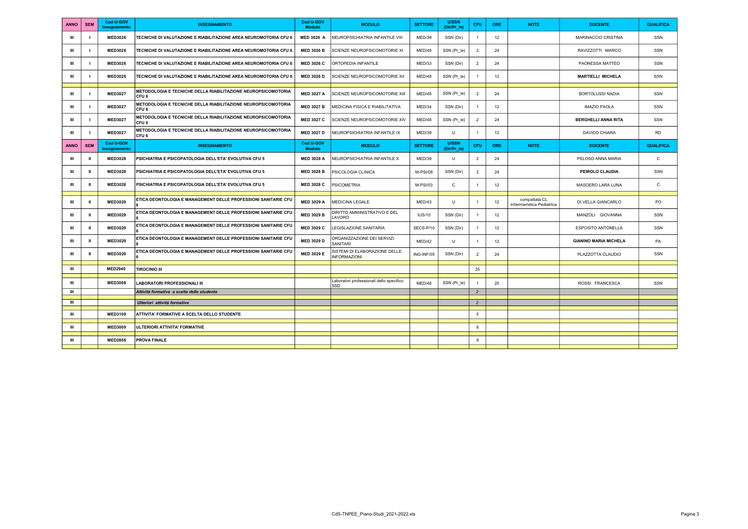| ANNO | SEM | Cod U-GOV Insegnamento | INSEGNAMENTO | Cod U-GOV Modulo | MODULO | SETTORE | U/SSN (Dir/Pr_le) | CFU | ORE | NOTE | DOCENTE | QUALIFICA |
|---|---|---|---|---|---|---|---|---|---|---|---|---|
| III | I | MED3026 | TECNICHE DI VALUTAZIONE E RIABILITAZIONE AREA NEUROMOTORIA CFU 6 | MED 3026 A | NEUROPSICHIATRIA INFANTILE VIII | MED/39 | SSN (Dir) | 1 | 12 | | MARINACCIO CRISTINA | SSN |
| III | I | MED3026 | TECNICHE DI VALUTAZIONE E RIABILITAZIONE AREA NEUROMOTORIA CFU 6 | MED 3026 B | SCIENZE NEUROPSICOMOTORIE XI | MED/48 | SSN (Pr_le) | 2 | 24 | | RAVIZZOTTI MARCO | SSN |
| III | I | MED3026 | TECNICHE DI VALUTAZIONE E RIABILITAZIONE AREA NEUROMOTORIA CFU 6 | MED 3026 C | ORTOPEDIA INFANTILE | MED/33 | SSN (Dir) | 2 | 24 | | PAONESSA MATTEO | SSN |
| III | I | MED3026 | TECNICHE DI VALUTAZIONE E RIABILITAZIONE AREA NEUROMOTORIA CFU 6 | MED 3026 D | SCIENZE NEUROPSICOMOTORIE XII | MED/48 | SSN (Pr_le) | 1 | 12 | | **MARTIELLI MICHELA** | SSN |
| III | I | MED3027 | METODOLOGIA E TECNICHE DELLA RIABILITAZIONE NEUROPSICOMOTORIA CFU 6 | MED 3027 A | SCIENZE NEUROPSICOMOTORIE XIII | MED/48 | SSN (Pr_le) | 2 | 24 | | BORTOLUSSI NADIA | SSN |
| III | I | MED3027 | METODOLOGIA E TECNICHE DELLA RIABILITAZIONE NEUROPSICOMOTORIA CFU 6 | MED 3027 B | MEDICINA FISICA E RIABILITATIVA | MED/34 | SSN (Dir) | 1 | 12 | | IMAZIO PAOLA | SSN |
| III | I | MED3027 | METODOLOGIA E TECNICHE DELLA RIABILITAZIONE NEUROPSICOMOTORIA CFU 6 | MED 3027 C | SCIENZE NEUROPSICOMOTORIE XIV | MED/48 | SSN (Pr_le) | 2 | 24 | | **BERGHELLI ANNA RITA** | SSN |
| III | I | MED3027 | METODOLOGIA E TECNICHE DELLA RIABILITAZIONE NEUROPSICOMOTORIA CFU 6 | MED 3027 D | NEUROPSICHIATRIA INFANTILE IX | MED/39 | U | 1 | 12 | | DAVICO CHIARA | RD |
| **ANNO** | **SEM** | **Cod U-GOV Insegnamento** | **INSEGNAMENTO** | **Cod U-GOV Modulo** | **MODULO** | **SETTORE** | **U/SSN (Dir/Pr_le)** | **CFU** | **ORE** | **NOTE** | **DOCENTE** | **QUALIFICA** |
| III | II | MED3028 | PSICHIATRIA E PSICOPATOLOGIA DELL'ETA' EVOLUTIVA CFU 5 | MED 3028 A | NEUROPSICHIATRIA INFANTILE X | MED/39 | U | 2 | 24 | | PELOSO ANNA MARIA | C |
| III | II | MED3028 | PSICHIATRIA E PSICOPATOLOGIA DELL'ETA' EVOLUTIVA CFU 5 | MED 3028 B | PSICOLOGIA CLINICA | M-PSI/08 | SSN (Dir) | 2 | 24 | | **PEIROLO CLAUDIA** | SSN |
| III | II | MED3028 | PSICHIATRIA E PSICOPATOLOGIA DELL'ETA' EVOLUTIVA CFU 5 | MED 3028 C | PSICOMETRIA | M-PSI/03 | C | 1 | 12 | | MASOERO LARA LUNA | C |
| III | II | MED3029 | ETICA DEONTOLOGIA E MANAGEMENT DELLE PROFESSIONI SANITARIE CFU 6 | MED 3029 A | MEDICINA LEGALE | MED/43 | U | 1 | 12 | compattata CL Infermieristica Pediatrica | DI VELLA GIANCARLO | PO |
| III | II | MED3029 | ETICA DEONTOLOGIA E MANAGEMENT DELLE PROFESSIONI SANITARIE CFU 6 | MED 3029 B | DIRITTO AMMINISTRATIVO E DEL LAVORO | IUS/10 | SSN (Dir) | 1 | 12 | | MANZOLI GIOVANNA | SSN |
| III | II | MED3029 | ETICA DEONTOLOGIA E MANAGEMENT DELLE PROFESSIONI SANITARIE CFU 6 | MED 3029 C | LEGISLAZIONE SANITARIA | SECS-P/10 | SSN (Dir) | 1 | 12 | | ESPOSITO ANTONELLA | SSN |
| III | II | MED3029 | ETICA DEONTOLOGIA E MANAGEMENT DELLE PROFESSIONI SANITARIE CFU 6 | MED 3029 D | ORGANIZZAZIONE DEI SERVIZI SANITARI | MED/42 | U | 1 | 12 | | **GIANINO MARIA MICHELA** | PA |
| III | II | MED3029 | ETICA DEONTOLOGIA E MANAGEMENT DELLE PROFESSIONI SANITARIE CFU 6 | MED 3029 E | SISTEMI DI ELABORAZIONE DELLE INFORMAZIONI | ING-INF/05 | SSN (Dir) | 2 | 24 | | PLAZZOTTA CLAUDIO | SSN |
| III | | MED2940 | TIROCINIO III | | | | | 25 | | | | |
| III | | MED3008 | LABORATORI PROFESSIONALI III | | Laboratori professionali dello specifico SSD | MED/48 | SSN (Pr_le) | 1 | 25 | | ROSSI FRANCESCA | SSN |
| III | | | *Attività formativa a scelta dello studente* | | | | | *2* | | | | |
| III | | | *Ulteriori attività formative* | | | | | *2* | | | | |
| III | | MED3109 | ATTIVITA' FORMATIVE A SCELTA DELLO STUDENTE | | | | | 5 | | | | |
| III | | MED3009 | ULTERIORI ATTIVITA' FORMATIVE | | | | | 6 | | | | |
| III | | MED2856 | PROVA FINALE | | | | | 6 | | | | |